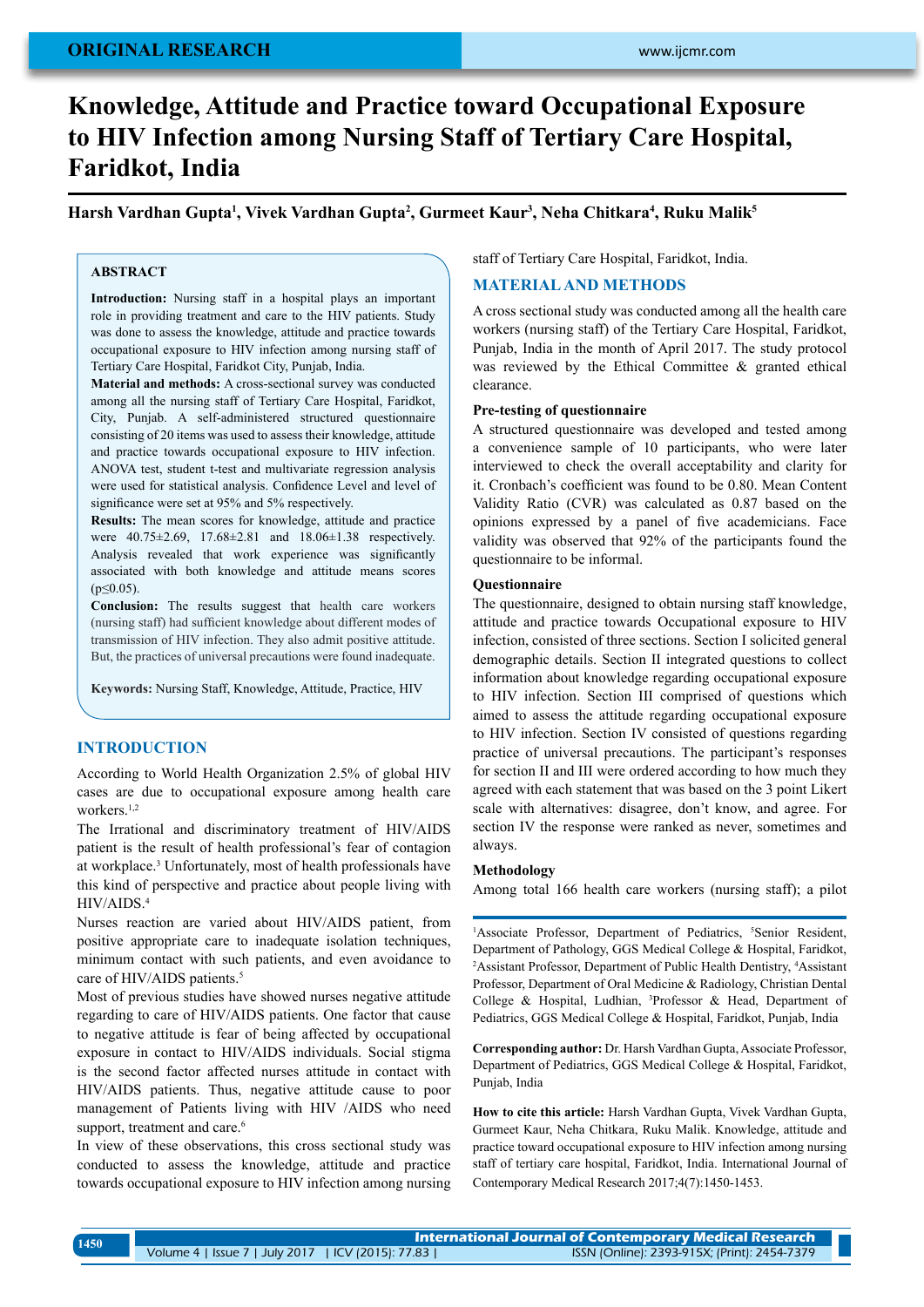ORIGINAL RESEARCH

# Knowledge, Attitude and Practice toward Occupational Exposure to HIV Infection among Nursing Staff of Tertiary Care Hospital, Faridkot, India

**Harsh Vardhan Gupta[1], Vivek Vardhan Gupta[2], Gurmeet Kaur[3], Neha Chitkara[4], Ruku Malik[5]**

## ABSTRACT

**Introduction:** Nursing staff in a hospital plays an important role in providing treatment and care to the HIV patients. Study was done to assess the knowledge, attitude and practice towards occupational exposure to HIV infection among nursing staff of Tertiary Care Hospital, Faridkot City, Punjab, India.

**Material and methods:** A cross-sectional survey was conducted among all the nursing staff of Tertiary Care Hospital, Faridkot, City, Punjab. A self-administered structured questionnaire consisting of 20 items was used to assess their knowledge, attitude and practice towards occupational exposure to HIV infection. ANOVA test, student t-test and multivariate regression analysis were used for statistical analysis. Confidence Level and level of significance were set at 95% and 5% respectively.

**Results:** The mean scores for knowledge, attitude and practice were 40.75±2.69, 17.68±2.81 and 18.06±1.38 respectively. Analysis revealed that work experience was significantly associated with both knowledge and attitude means scores ($p \leq 0.05$).

**Conclusion:** The results suggest that health care workers (nursing staff) had sufficient knowledge about different modes of transmission of HIV infection. They also admit positive attitude. But, the practices of universal precautions were found inadequate.

**Keywords:** Nursing Staff, Knowledge, Attitude, Practice, HIV

## INTRODUCTION

According to World Health Organization 2.5% of global HIV cases are due to occupational exposure among health care workers.[1,2]

The Irrational and discriminatory treatment of HIV/AIDS patient is the result of health professional's fear of contagion at workplace.[3] Unfortunately, most of health professionals have this kind of perspective and practice about people living with HIV/AIDS.[4]

Nurses reaction are varied about HIV/AIDS patient, from positive appropriate care to inadequate isolation techniques, minimum contact with such patients, and even avoidance to care of HIV/AIDS patients.[5]

Most of previous studies have showed nurses negative attitude regarding to care of HIV/AIDS patients. One factor that cause to negative attitude is fear of being affected by occupational exposure in contact to HIV/AIDS individuals. Social stigma is the second factor affected nurses attitude in contact with HIV/AIDS patients. Thus, negative attitude cause to poor management of Patients living with HIV /AIDS who need support, treatment and care.[6]

In view of these observations, this cross sectional study was conducted to assess the knowledge, attitude and practice towards occupational exposure to HIV infection among nursing staff of Tertiary Care Hospital, Faridkot, India.

## MATERIAL AND METHODS

A cross sectional study was conducted among all the health care workers (nursing staff) of the Tertiary Care Hospital, Faridkot, Punjab, India in the month of April 2017. The study protocol was reviewed by the Ethical Committee & granted ethical clearance.

### Pre-testing of questionnaire

A structured questionnaire was developed and tested among a convenience sample of 10 participants, who were later interviewed to check the overall acceptability and clarity for it. Cronbach's coefficient was found to be 0.80. Mean Content Validity Ratio (CVR) was calculated as 0.87 based on the opinions expressed by a panel of five academicians. Face validity was observed that 92% of the participants found the questionnaire to be informal.

### Questionnaire

The questionnaire, designed to obtain nursing staff knowledge, attitude and practice towards Occupational exposure to HIV infection, consisted of three sections. Section I solicited general demographic details. Section II integrated questions to collect information about knowledge regarding occupational exposure to HIV infection. Section III comprised of questions which aimed to assess the attitude regarding occupational exposure to HIV infection. Section IV consisted of questions regarding practice of universal precautions. The participant's responses for section II and III were ordered according to how much they agreed with each statement that was based on the 3 point Likert scale with alternatives: disagree, don't know, and agree. For section IV the response were ranked as never, sometimes and always.

### Methodology

Among total 166 health care workers (nursing staff); a pilot

---

[1]Associate Professor, Department of Pediatrics, [5]Senior Resident, Department of Pathology, GGS Medical College & Hospital, Faridkot, [2]Assistant Professor, Department of Public Health Dentistry, [4]Assistant Professor, Department of Oral Medicine & Radiology, Christian Dental College & Hospital, Ludhian, [3]Professor & Head, Department of Pediatrics, GGS Medical College & Hospital, Faridkot, Punjab, India

**Corresponding author:** Dr. Harsh Vardhan Gupta, Associate Professor, Department of Pediatrics, GGS Medical College & Hospital, Faridkot, Punjab, India

**How to cite this article:** Harsh Vardhan Gupta, Vivek Vardhan Gupta, Gurmeet Kaur, Neha Chitkara, Ruku Malik. Knowledge, attitude and practice toward occupational exposure to HIV infection among nursing staff of tertiary care hospital, Faridkot, India. International Journal of Contemporary Medical Research 2017;4(7):1450-1453.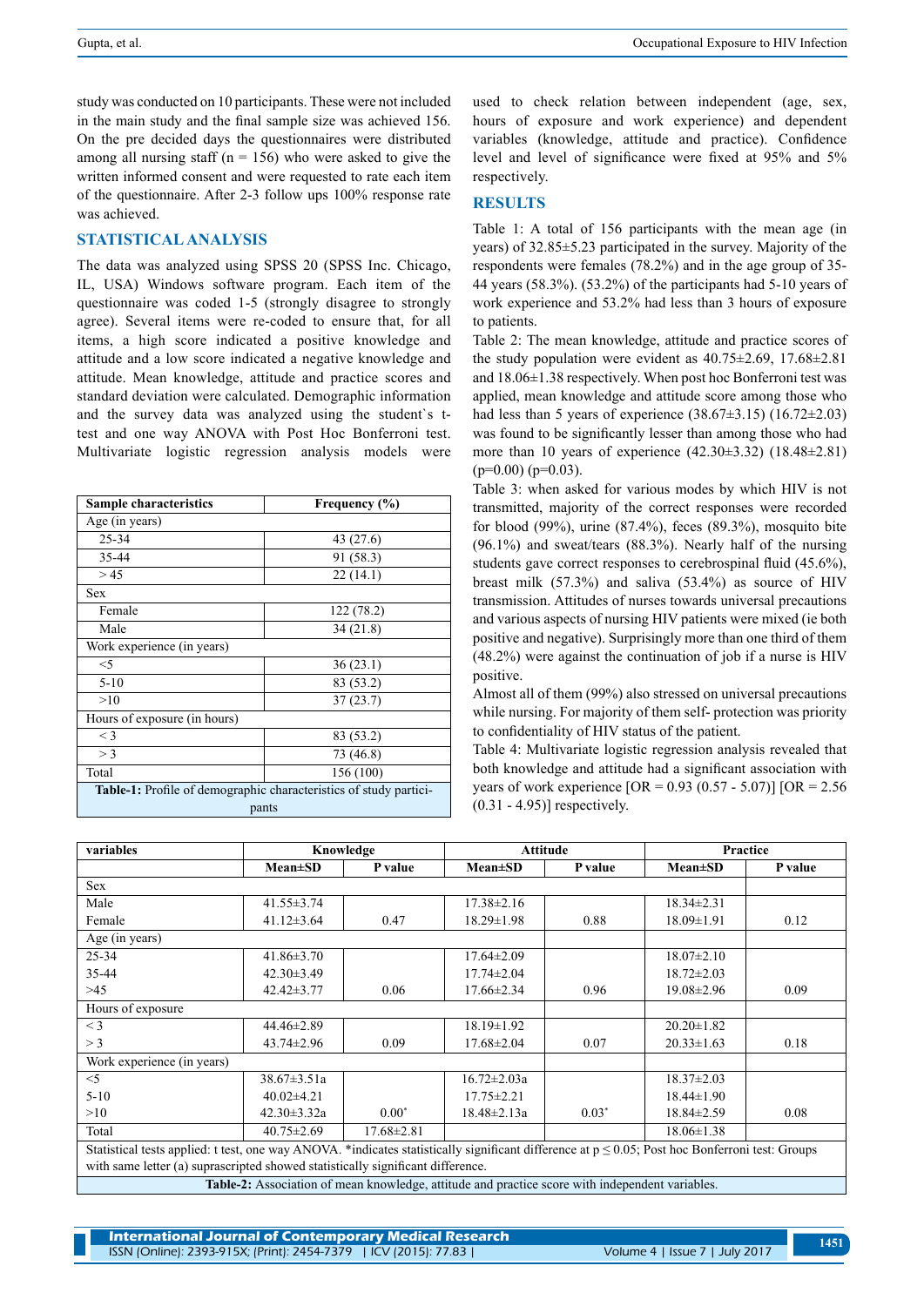study was conducted on 10 participants. These were not included in the main study and the final sample size was achieved 156. On the pre decided days the questionnaires were distributed among all nursing staff (n = 156) who were asked to give the written informed consent and were requested to rate each item of the questionnaire. After 2-3 follow ups 100% response rate was achieved.

## STATISTICAL ANALYSIS

The data was analyzed using SPSS 20 (SPSS Inc. Chicago, IL, USA) Windows software program. Each item of the questionnaire was coded 1-5 (strongly disagree to strongly agree). Several items were re-coded to ensure that, for all items, a high score indicated a positive knowledge and attitude and a low score indicated a negative knowledge and attitude. Mean knowledge, attitude and practice scores and standard deviation were calculated. Demographic information and the survey data was analyzed using the student`s t-test and one way ANOVA with Post Hoc Bonferroni test. Multivariate logistic regression analysis models were used to check relation between independent (age, sex, hours of exposure and work experience) and dependent variables (knowledge, attitude and practice). Confidence level and level of significance were fixed at 95% and 5% respectively.

| Sample characteristics | Frequency (%) |
|---|---|
| Age (in years) | |
| 25-34 | 43 (27.6) |
| 35-44 | 91 (58.3) |
| > 45 | 22 (14.1) |
| Sex | |
| Female | 122 (78.2) |
| Male | 34 (21.8) |
| Work experience (in years) | |
| <5 | 36 (23.1) |
| 5-10 | 83 (53.2) |
| >10 | 37 (23.7) |
| Hours of exposure (in hours) | |
| < 3 | 83 (53.2) |
| > 3 | 73 (46.8) |
| Total | 156 (100) |

**Table-1:** Profile of demographic characteristics of study participants

## RESULTS

Table 1: A total of 156 participants with the mean age (in years) of 32.85±5.23 participated in the survey. Majority of the respondents were females (78.2%) and in the age group of 35-44 years (58.3%). (53.2%) of the participants had 5-10 years of work experience and 53.2% had less than 3 hours of exposure to patients.

Table 2: The mean knowledge, attitude and practice scores of the study population were evident as 40.75±2.69, 17.68±2.81 and 18.06±1.38 respectively. When post hoc Bonferroni test was applied, mean knowledge and attitude score among those who had less than 5 years of experience (38.67±3.15) (16.72±2.03) was found to be significantly lesser than among those who had more than 10 years of experience (42.30±3.32) (18.48±2.81) (p=0.00) (p=0.03).

Table 3: when asked for various modes by which HIV is not transmitted, majority of the correct responses were recorded for blood (99%), urine (87.4%), feces (89.3%), mosquito bite (96.1%) and sweat/tears (88.3%). Nearly half of the nursing students gave correct responses to cerebrospinal fluid (45.6%), breast milk (57.3%) and saliva (53.4%) as source of HIV transmission. Attitudes of nurses towards universal precautions and various aspects of nursing HIV patients were mixed (ie both positive and negative). Surprisingly more than one third of them (48.2%) were against the continuation of job if a nurse is HIV positive.

Almost all of them (99%) also stressed on universal precautions while nursing. For majority of them self- protection was priority to confidentiality of HIV status of the patient.

Table 4: Multivariate logistic regression analysis revealed that both knowledge and attitude had a significant association with years of work experience [OR = 0.93 (0.57 - 5.07)] [OR = 2.56 (0.31 - 4.95)] respectively.

| variables | Knowledge | | Attitude | | Practice | |
|---|---|---|---|---|---|---|
| | Mean±SD | P value | Mean±SD | P value | Mean±SD | P value |
| Sex | | | | | | |
| Male | 41.55±3.74 | | 17.38±2.16 | | 18.34±2.31 | |
| Female | 41.12±3.64 | 0.47 | 18.29±1.98 | 0.88 | 18.09±1.91 | 0.12 |
| Age (in years) | | | | | | |
| 25-34 | 41.86±3.70 | | 17.64±2.09 | | 18.07±2.10 | |
| 35-44 | 42.30±3.49 | | 17.74±2.04 | | 18.72±2.03 | |
| >45 | 42.42±3.77 | 0.06 | 17.66±2.34 | 0.96 | 19.08±2.96 | 0.09 |
| Hours of exposure | | | | | | |
| < 3 | 44.46±2.89 | | 18.19±1.92 | | 20.20±1.82 | |
| > 3 | 43.74±2.96 | 0.09 | 17.68±2.04 | 0.07 | 20.33±1.63 | 0.18 |
| Work experience (in years) | | | | | | |
| <5 | 38.67±3.51a | | 16.72±2.03a | | 18.37±2.03 | |
| 5-10 | 40.02±4.21 | | 17.75±2.21 | | 18.44±1.90 | |
| >10 | 42.30±3.32a | 0.00* | 18.48±2.13a | 0.03* | 18.84±2.59 | 0.08 |
| Total | 40.75±2.69 | 17.68±2.81 | | | 18.06±1.38 | |

Statistical tests applied: t test, one way ANOVA. *indicates statistically significant difference at p ≤ 0.05; Post hoc Bonferroni test: Groups with same letter (a) suprascripted showed statistically significant difference.

**Table-2:** Association of mean knowledge, attitude and practice score with independent variables.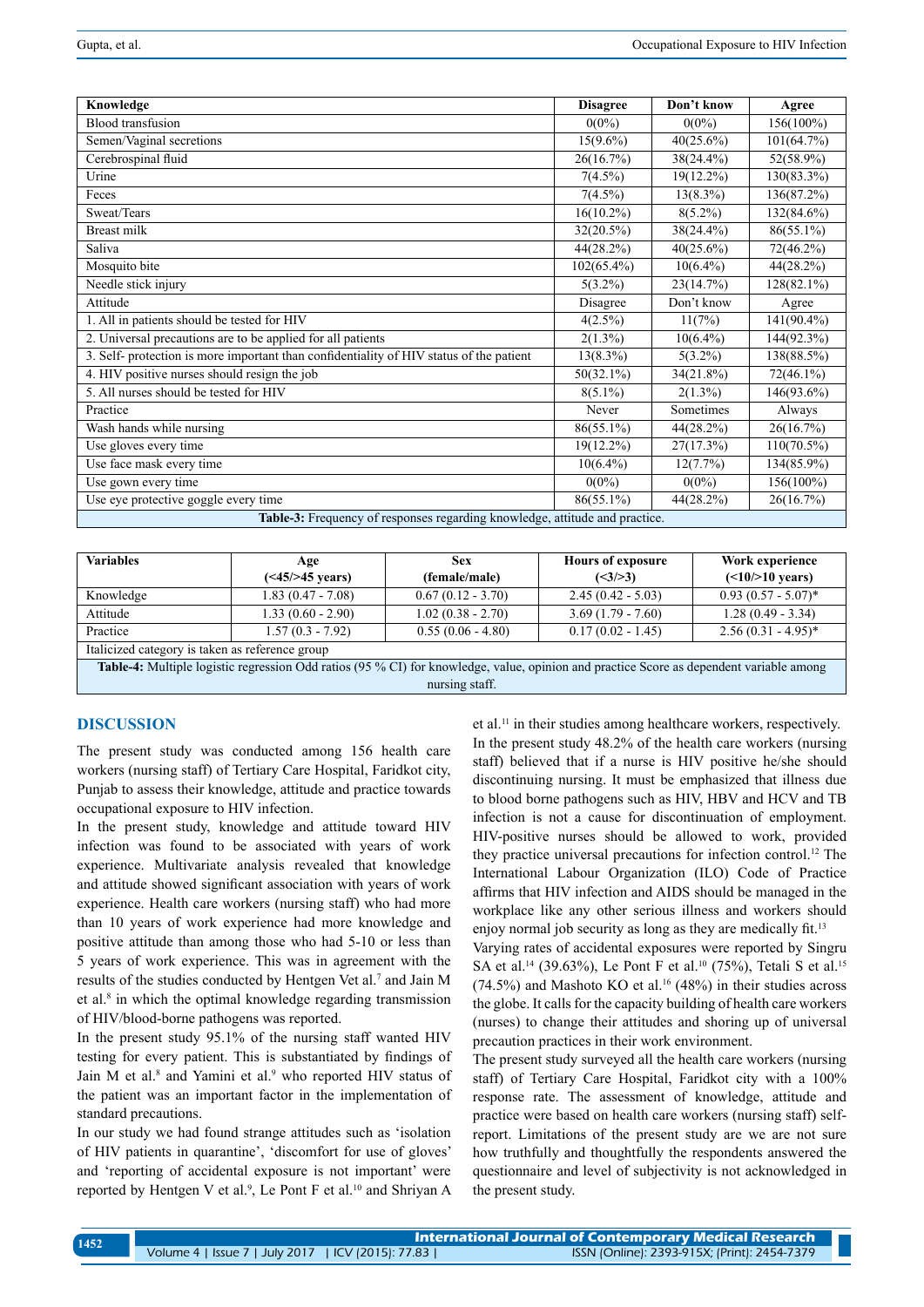| Knowledge | Disagree | Don't know | Agree |
|---|---|---|---|
| Blood transfusion | 0(0%) | 0(0%) | 156(100%) |
| Semen/Vaginal secretions | 15(9.6%) | 40(25.6%) | 101(64.7%) |
| Cerebrospinal fluid | 26(16.7%) | 38(24.4%) | 52(58.9%) |
| Urine | 7(4.5%) | 19(12.2%) | 130(83.3%) |
| Feces | 7(4.5%) | 13(8.3%) | 136(87.2%) |
| Sweat/Tears | 16(10.2%) | 8(5.2%) | 132(84.6%) |
| Breast milk | 32(20.5%) | 38(24.4%) | 86(55.1%) |
| Saliva | 44(28.2%) | 40(25.6%) | 72(46.2%) |
| Mosquito bite | 102(65.4%) | 10(6.4%) | 44(28.2%) |
| Needle stick injury | 5(3.2%) | 23(14.7%) | 128(82.1%) |
| Attitude | Disagree | Don't know | Agree |
| 1. All in patients should be tested for HIV | 4(2.5%) | 11(7%) | 141(90.4%) |
| 2. Universal precautions are to be applied for all patients | 2(1.3%) | 10(6.4%) | 144(92.3%) |
| 3. Self- protection is more important than confidentiality of HIV status of the patient | 13(8.3%) | 5(3.2%) | 138(88.5%) |
| 4. HIV positive nurses should resign the job | 50(32.1%) | 34(21.8%) | 72(46.1%) |
| 5. All nurses should be tested for HIV | 8(5.1%) | 2(1.3%) | 146(93.6%) |
| Practice | Never | Sometimes | Always |
| Wash hands while nursing | 86(55.1%) | 44(28.2%) | 26(16.7%) |
| Use gloves every time | 19(12.2%) | 27(17.3%) | 110(70.5%) |
| Use face mask every time | 10(6.4%) | 12(7.7%) | 134(85.9%) |
| Use gown every time | 0(0%) | 0(0%) | 156(100%) |
| Use eye protective goggle every time | 86(55.1%) | 44(28.2%) | 26(16.7%) |

**Table-3:** Frequency of responses regarding knowledge, attitude and practice.

| Variables | Age (<45/>45 years) | Sex (female/male) | Hours of exposure (<3/>3) | Work experience (<10/>10 years) |
|---|---|---|---|---|
| Knowledge | 1.83 (0.47 - 7.08) | 0.67 (0.12 - 3.70) | 2.45 (0.42 - 5.03) | 0.93 (0.57 - 5.07)* |
| Attitude | 1.33 (0.60 - 2.90) | 1.02 (0.38 - 2.70) | 3.69 (1.79 - 7.60) | 1.28 (0.49 - 3.34) |
| Practice | 1.57 (0.3 - 7.92) | 0.55 (0.06 - 4.80) | 0.17 (0.02 - 1.45) | 2.56 (0.31 - 4.95)* |

Italicized category is taken as reference group

**Table-4:** Multiple logistic regression Odd ratios (95 % CI) for knowledge, value, opinion and practice Score as dependent variable among nursing staff.

## DISCUSSION

The present study was conducted among 156 health care workers (nursing staff) of Tertiary Care Hospital, Faridkot city, Punjab to assess their knowledge, attitude and practice towards occupational exposure to HIV infection.

In the present study, knowledge and attitude toward HIV infection was found to be associated with years of work experience. Multivariate analysis revealed that knowledge and attitude showed significant association with years of work experience. Health care workers (nursing staff) who had more than 10 years of work experience had more knowledge and positive attitude than among those who had 5-10 or less than 5 years of work experience. This was in agreement with the results of the studies conducted by Hentgen Vet al.[7] and Jain M et al.[8] in which the optimal knowledge regarding transmission of HIV/blood-borne pathogens was reported.

In the present study 95.1% of the nursing staff wanted HIV testing for every patient. This is substantiated by findings of Jain M et al.[8] and Yamini et al.[9] who reported HIV status of the patient was an important factor in the implementation of standard precautions.

In our study we had found strange attitudes such as 'isolation of HIV patients in quarantine', 'discomfort for use of gloves' and 'reporting of accidental exposure is not important' were reported by Hentgen V et al.[9], Le Pont F et al.[10] and Shriyan A et al.[11] in their studies among healthcare workers, respectively.

In the present study 48.2% of the health care workers (nursing staff) believed that if a nurse is HIV positive he/she should discontinuing nursing. It must be emphasized that illness due to blood borne pathogens such as HIV, HBV and HCV and TB infection is not a cause for discontinuation of employment. HIV-positive nurses should be allowed to work, provided they practice universal precautions for infection control.[12] The International Labour Organization (ILO) Code of Practice affirms that HIV infection and AIDS should be managed in the workplace like any other serious illness and workers should enjoy normal job security as long as they are medically fit.[13]

Varying rates of accidental exposures were reported by Singru SA et al.[14] (39.63%), Le Pont F et al.[10] (75%), Tetali S et al.[15] (74.5%) and Mashoto KO et al.[16] (48%) in their studies across the globe. It calls for the capacity building of health care workers (nurses) to change their attitudes and shoring up of universal precaution practices in their work environment.

The present study surveyed all the health care workers (nursing staff) of Tertiary Care Hospital, Faridkot city with a 100% response rate. The assessment of knowledge, attitude and practice were based on health care workers (nursing staff) self-report. Limitations of the present study are we are not sure how truthfully and thoughtfully the respondents answered the questionnaire and level of subjectivity is not acknowledged in the present study.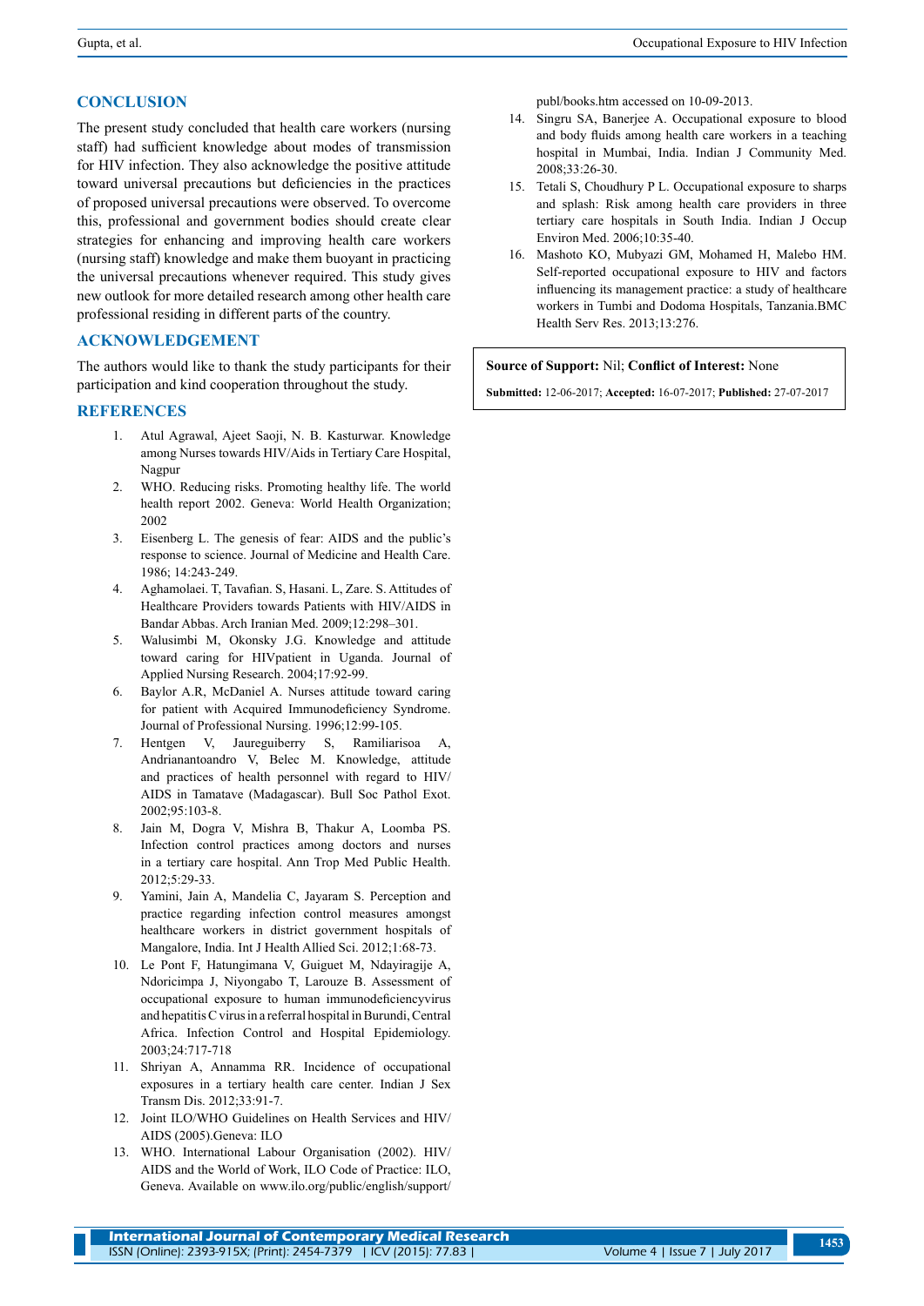## CONCLUSION

The present study concluded that health care workers (nursing staff) had sufficient knowledge about modes of transmission for HIV infection. They also acknowledge the positive attitude toward universal precautions but deficiencies in the practices of proposed universal precautions were observed. To overcome this, professional and government bodies should create clear strategies for enhancing and improving health care workers (nursing staff) knowledge and make them buoyant in practicing the universal precautions whenever required. This study gives new outlook for more detailed research among other health care professional residing in different parts of the country.

## ACKNOWLEDGEMENT

The authors would like to thank the study participants for their participation and kind cooperation throughout the study.

## REFERENCES

1. Atul Agrawal, Ajeet Saoji, N. B. Kasturwar. Knowledge among Nurses towards HIV/Aids in Tertiary Care Hospital, Nagpur
2. WHO. Reducing risks. Promoting healthy life. The world health report 2002. Geneva: World Health Organization; 2002
3. Eisenberg L. The genesis of fear: AIDS and the public's response to science. Journal of Medicine and Health Care. 1986; 14:243-249.
4. Aghamolaei. T, Tavafian. S, Hasani. L, Zare. S. Attitudes of Healthcare Providers towards Patients with HIV/AIDS in Bandar Abbas. Arch Iranian Med. 2009;12:298–301.
5. Walusimbi M, Okonsky J.G. Knowledge and attitude toward caring for HIVpatient in Uganda. Journal of Applied Nursing Research. 2004;17:92-99.
6. Baylor A.R, McDaniel A. Nurses attitude toward caring for patient with Acquired Immunodeficiency Syndrome. Journal of Professional Nursing. 1996;12:99-105.
7. Hentgen V, Jaureguiberry S, Ramiliarisoa A, Andrianantoandro V, Belec M. Knowledge, attitude and practices of health personnel with regard to HIV/AIDS in Tamatave (Madagascar). Bull Soc Pathol Exot. 2002;95:103-8.
8. Jain M, Dogra V, Mishra B, Thakur A, Loomba PS. Infection control practices among doctors and nurses in a tertiary care hospital. Ann Trop Med Public Health. 2012;5:29-33.
9. Yamini, Jain A, Mandelia C, Jayaram S. Perception and practice regarding infection control measures amongst healthcare workers in district government hospitals of Mangalore, India. Int J Health Allied Sci. 2012;1:68-73.
10. Le Pont F, Hatungimana V, Guiguet M, Ndayiragije A, Ndoricimpa J, Niyongabo T, Larouze B. Assessment of occupational exposure to human immunodeficiencyvirus and hepatitis C virus in a referral hospital in Burundi, Central Africa. Infection Control and Hospital Epidemiology. 2003;24:717-718
11. Shriyan A, Annamma RR. Incidence of occupational exposures in a tertiary health care center. Indian J Sex Transm Dis. 2012;33:91-7.
12. Joint ILO/WHO Guidelines on Health Services and HIV/AIDS (2005).Geneva: ILO
13. WHO. International Labour Organisation (2002). HIV/AIDS and the World of Work, ILO Code of Practice: ILO, Geneva. Available on www.ilo.org/public/english/support/publ/books.htm accessed on 10-09-2013.
14. Singru SA, Banerjee A. Occupational exposure to blood and body fluids among health care workers in a teaching hospital in Mumbai, India. Indian J Community Med. 2008;33:26-30.
15. Tetali S, Choudhury P L. Occupational exposure to sharps and splash: Risk among health care providers in three tertiary care hospitals in South India. Indian J Occup Environ Med. 2006;10:35-40.
16. Mashoto KO, Mubyazi GM, Mohamed H, Malebo HM. Self-reported occupational exposure to HIV and factors influencing its management practice: a study of healthcare workers in Tumbi and Dodoma Hospitals, Tanzania.BMC Health Serv Res. 2013;13:276.

**Source of Support:** Nil; **Conflict of Interest:** None

**Submitted:** 12-06-2017; **Accepted:** 16-07-2017; **Published:** 27-07-2017